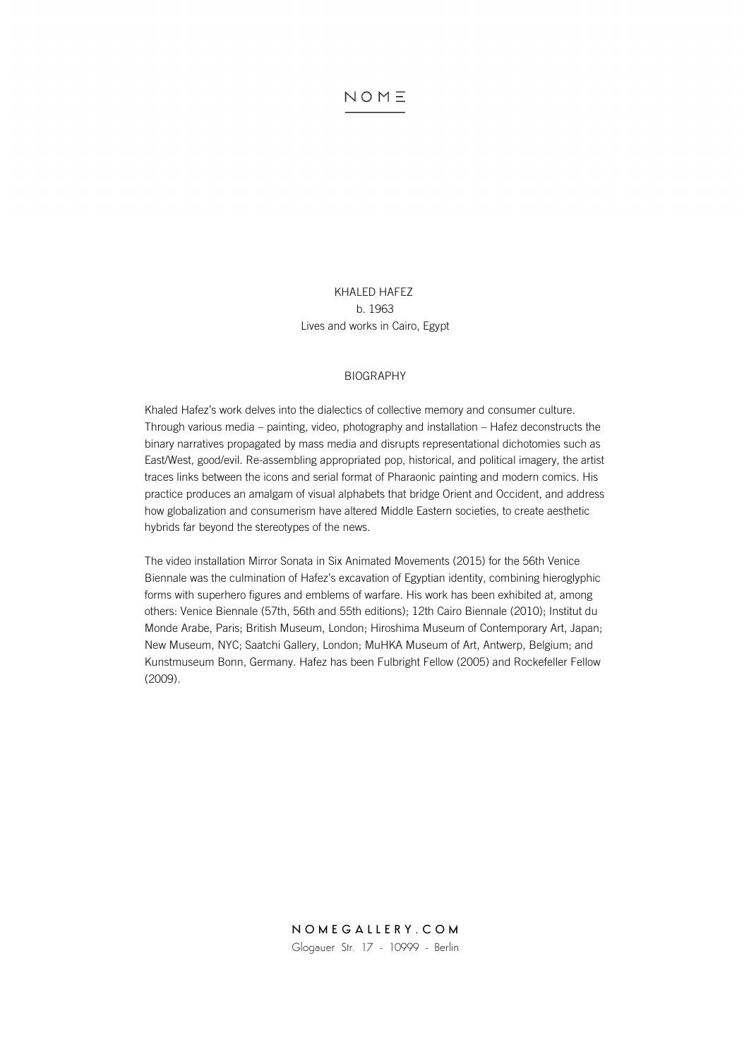NOME

KHALED HAFEZ
b. 1963
Lives and works in Cairo, Egypt

## BIOGRAPHY

Khaled Hafez's work delves into the dialectics of collective memory and consumer culture. Through various media – painting, video, photography and installation – Hafez deconstructs the binary narratives propagated by mass media and disrupts representational dichotomies such as East/West, good/evil. Re-assembling appropriated pop, historical, and political imagery, the artist traces links between the icons and serial format of Pharaonic painting and modern comics. His practice produces an amalgam of visual alphabets that bridge Orient and Occident, and address how globalization and consumerism have altered Middle Eastern societies, to create aesthetic hybrids far beyond the stereotypes of the news.

The video installation Mirror Sonata in Six Animated Movements (2015) for the 56th Venice Biennale was the culmination of Hafez's excavation of Egyptian identity, combining hieroglyphic forms with superhero figures and emblems of warfare. His work has been exhibited at, among others: Venice Biennale (57th, 56th and 55th editions); 12th Cairo Biennale (2010); Institut du Monde Arabe, Paris; British Museum, London; Hiroshima Museum of Contemporary Art, Japan; New Museum, NYC; Saatchi Gallery, London; MuHKA Museum of Art, Antwerp, Belgium; and Kunstmuseum Bonn, Germany. Hafez has been Fulbright Fellow (2005) and Rockefeller Fellow (2009).

NOMEGALLERY.COM
Glogauer Str. 17 - 10999 - Berlin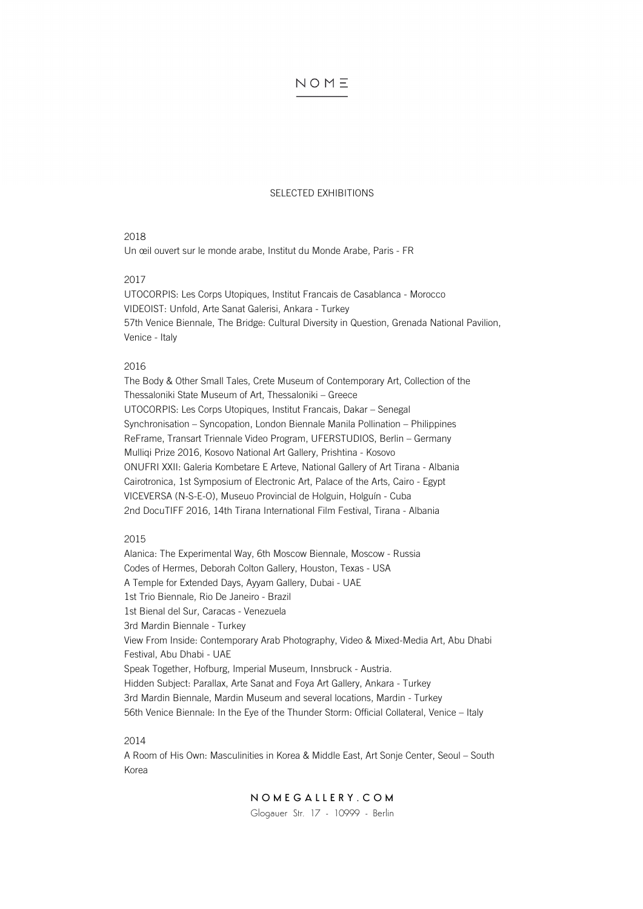## SELECTED EXHIBITIONS

2018

Un œil ouvert sur le monde arabe, Institut du Monde Arabe, Paris - FR

2017

UTOCORPIS: Les Corps Utopiques, Institut Francais de Casablanca - Morocco
VIDEOIST: Unfold, Arte Sanat Galerisi, Ankara - Turkey
57th Venice Biennale, The Bridge: Cultural Diversity in Question, Grenada National Pavilion, Venice - Italy

2016

The Body & Other Small Tales, Crete Museum of Contemporary Art, Collection of the Thessaloniki State Museum of Art, Thessaloniki – Greece
UTOCORPIS: Les Corps Utopiques, Institut Francais, Dakar – Senegal
Synchronisation – Syncopation, London Biennale Manila Pollination – Philippines
ReFrame, Transart Triennale Video Program, UFERSTUDIOS, Berlin – Germany
Mulliqi Prize 2016, Kosovo National Art Gallery, Prishtina - Kosovo
ONUFRI XXII: Galeria Kombetare E Arteve, National Gallery of Art Tirana - Albania
Cairotronica, 1st Symposium of Electronic Art, Palace of the Arts, Cairo - Egypt
VICEVERSA (N-S-E-O), Museuo Provincial de Holguin, Holguín - Cuba
2nd DocuTIFF 2016, 14th Tirana International Film Festival, Tirana - Albania

2015

Alanica: The Experimental Way, 6th Moscow Biennale, Moscow - Russia
Codes of Hermes, Deborah Colton Gallery, Houston, Texas - USA
A Temple for Extended Days, Ayyam Gallery, Dubai - UAE
1st Trio Biennale, Rio De Janeiro - Brazil
1st Bienal del Sur, Caracas - Venezuela
3rd Mardin Biennale - Turkey
View From Inside: Contemporary Arab Photography, Video & Mixed-Media Art, Abu Dhabi Festival, Abu Dhabi - UAE
Speak Together, Hofburg, Imperial Museum, Innsbruck - Austria.
Hidden Subject: Parallax, Arte Sanat and Foya Art Gallery, Ankara - Turkey
3rd Mardin Biennale, Mardin Museum and several locations, Mardin - Turkey
56th Venice Biennale: In the Eye of the Thunder Storm: Official Collateral, Venice – Italy

2014

A Room of His Own: Masculinities in Korea & Middle East, Art Sonje Center, Seoul – South Korea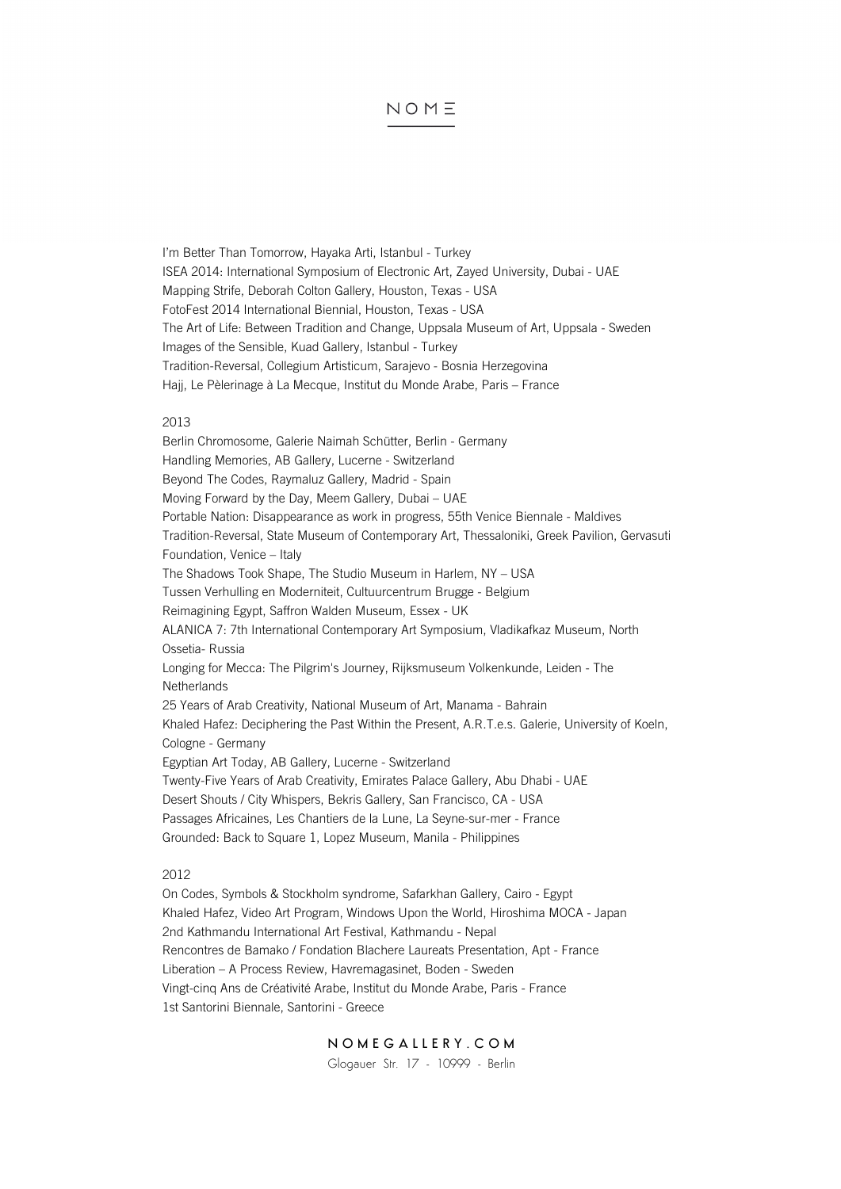I'm Better Than Tomorrow, Hayaka Arti, Istanbul - Turkey
ISEA 2014: International Symposium of Electronic Art, Zayed University, Dubai - UAE
Mapping Strife, Deborah Colton Gallery, Houston, Texas - USA
FotoFest 2014 International Biennial, Houston, Texas - USA
The Art of Life: Between Tradition and Change, Uppsala Museum of Art, Uppsala - Sweden
Images of the Sensible, Kuad Gallery, Istanbul - Turkey
Tradition-Reversal, Collegium Artisticum, Sarajevo - Bosnia Herzegovina
Hajj, Le Pèlerinage à La Mecque, Institut du Monde Arabe, Paris – France

2013

Berlin Chromosome, Galerie Naimah Schütter, Berlin - Germany
Handling Memories, AB Gallery, Lucerne - Switzerland
Beyond The Codes, Raymaluz Gallery, Madrid - Spain
Moving Forward by the Day, Meem Gallery, Dubai – UAE
Portable Nation: Disappearance as work in progress, 55th Venice Biennale - Maldives
Tradition-Reversal, State Museum of Contemporary Art, Thessaloniki, Greek Pavilion, Gervasuti Foundation, Venice – Italy
The Shadows Took Shape, The Studio Museum in Harlem, NY – USA
Tussen Verhulling en Moderniteit, Cultuurcentrum Brugge - Belgium
Reimagining Egypt, Saffron Walden Museum, Essex - UK
ALANICA 7: 7th International Contemporary Art Symposium, Vladikafkaz Museum, North Ossetia- Russia
Longing for Mecca: The Pilgrim's Journey, Rijksmuseum Volkenkunde, Leiden - The Netherlands
25 Years of Arab Creativity, National Museum of Art, Manama - Bahrain
Khaled Hafez: Deciphering the Past Within the Present, A.R.T.e.s. Galerie, University of Koeln, Cologne - Germany
Egyptian Art Today, AB Gallery, Lucerne - Switzerland
Twenty-Five Years of Arab Creativity, Emirates Palace Gallery, Abu Dhabi - UAE
Desert Shouts / City Whispers, Bekris Gallery, San Francisco, CA - USA
Passages Africaines, Les Chantiers de la Lune, La Seyne-sur-mer - France
Grounded: Back to Square 1, Lopez Museum, Manila - Philippines

2012

On Codes, Symbols & Stockholm syndrome, Safarkhan Gallery, Cairo - Egypt
Khaled Hafez, Video Art Program, Windows Upon the World, Hiroshima MOCA - Japan
2nd Kathmandu International Art Festival, Kathmandu - Nepal
Rencontres de Bamako / Fondation Blachere Laureats Presentation, Apt - France
Liberation – A Process Review, Havremagasinet, Boden - Sweden
Vingt-cinq Ans de Créativité Arabe, Institut du Monde Arabe, Paris - France
1st Santorini Biennale, Santorini - Greece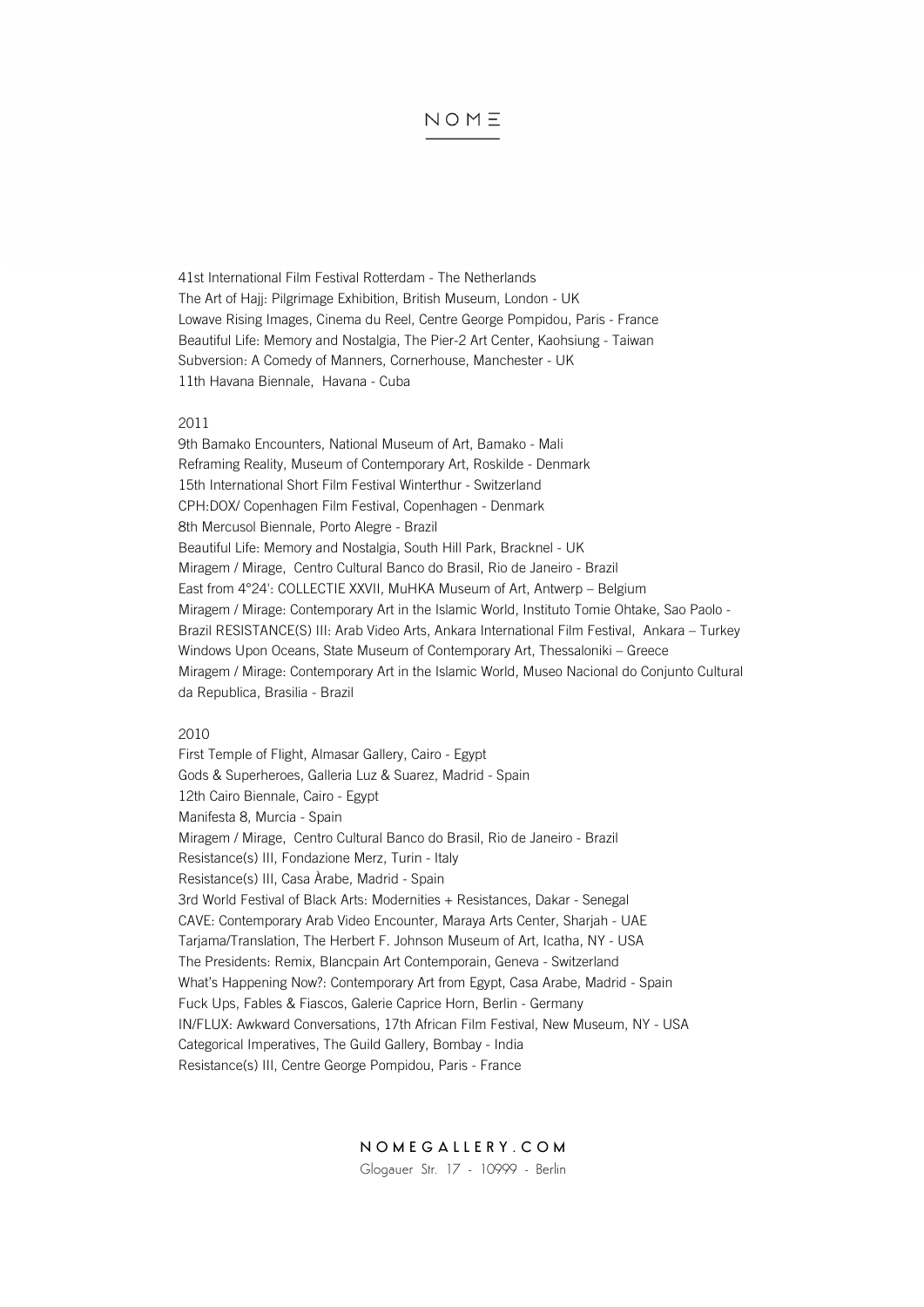41st International Film Festival Rotterdam - The Netherlands
The Art of Hajj: Pilgrimage Exhibition, British Museum, London - UK
Lowave Rising Images, Cinema du Reel, Centre George Pompidou, Paris - France
Beautiful Life: Memory and Nostalgia, The Pier-2 Art Center, Kaohsiung - Taiwan
Subversion: A Comedy of Manners, Cornerhouse, Manchester - UK
11th Havana Biennale, Havana - Cuba

2011

9th Bamako Encounters, National Museum of Art, Bamako - Mali
Reframing Reality, Museum of Contemporary Art, Roskilde - Denmark
15th International Short Film Festival Winterthur - Switzerland
CPH:DOX/ Copenhagen Film Festival, Copenhagen - Denmark
8th Mercusol Biennale, Porto Alegre - Brazil
Beautiful Life: Memory and Nostalgia, South Hill Park, Bracknel - UK
Miragem / Mirage, Centro Cultural Banco do Brasil, Rio de Janeiro - Brazil
East from 4°24': COLLECTIE XXVII, MuHKA Museum of Art, Antwerp – Belgium
Miragem / Mirage: Contemporary Art in the Islamic World, Instituto Tomie Ohtake, Sao Paolo - Brazil RESISTANCE(S) III: Arab Video Arts, Ankara International Film Festival, Ankara – Turkey
Windows Upon Oceans, State Museum of Contemporary Art, Thessaloniki – Greece
Miragem / Mirage: Contemporary Art in the Islamic World, Museo Nacional do Conjunto Cultural da Republica, Brasilia - Brazil

2010

First Temple of Flight, Almasar Gallery, Cairo - Egypt
Gods & Superheroes, Galleria Luz & Suarez, Madrid - Spain
12th Cairo Biennale, Cairo - Egypt
Manifesta 8, Murcia - Spain
Miragem / Mirage, Centro Cultural Banco do Brasil, Rio de Janeiro - Brazil
Resistance(s) III, Fondazione Merz, Turin - Italy
Resistance(s) III, Casa Àrabe, Madrid - Spain
3rd World Festival of Black Arts: Modernities + Resistances, Dakar - Senegal
CAVE: Contemporary Arab Video Encounter, Maraya Arts Center, Sharjah - UAE
Tarjama/Translation, The Herbert F. Johnson Museum of Art, Icatha, NY - USA
The Presidents: Remix, Blancpain Art Contemporain, Geneva - Switzerland
What's Happening Now?: Contemporary Art from Egypt, Casa Arabe, Madrid - Spain
Fuck Ups, Fables & Fiascos, Galerie Caprice Horn, Berlin - Germany
IN/FLUX: Awkward Conversations, 17th African Film Festival, New Museum, NY - USA
Categorical Imperatives, The Guild Gallery, Bombay - India
Resistance(s) III, Centre George Pompidou, Paris - France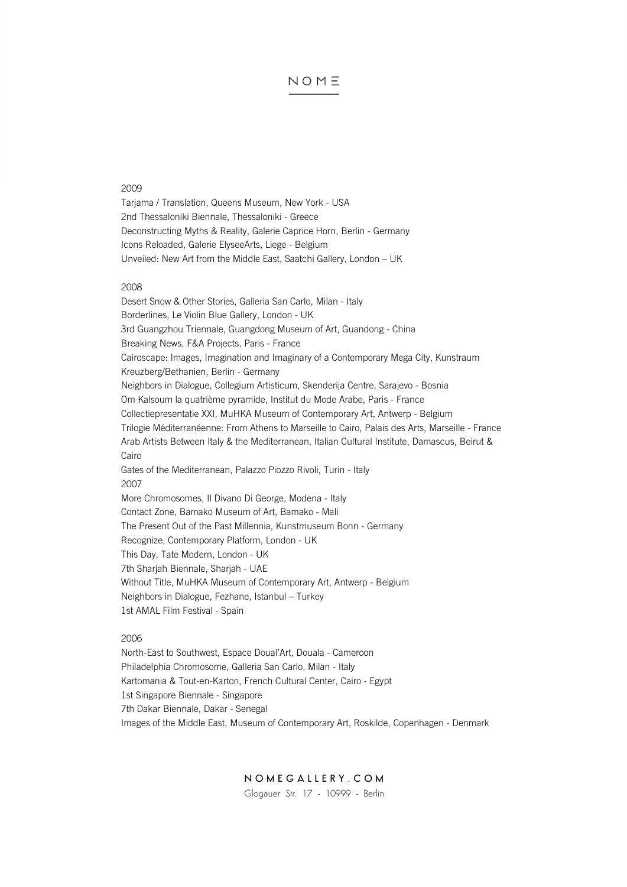2009

Tarjama / Translation, Queens Museum, New York - USA
2nd Thessaloniki Biennale, Thessaloniki - Greece
Deconstructing Myths & Reality, Galerie Caprice Horn, Berlin - Germany
Icons Reloaded, Galerie ElyseeArts, Liege - Belgium
Unveiled: New Art from the Middle East, Saatchi Gallery, London – UK

2008

Desert Snow & Other Stories, Galleria San Carlo, Milan - Italy
Borderlines, Le Violin Blue Gallery, London - UK
3rd Guangzhou Triennale, Guangdong Museum of Art, Guandong - China
Breaking News, F&A Projects, Paris - France
Cairoscape: Images, Imagination and Imaginary of a Contemporary Mega City, Kunstraum Kreuzberg/Bethanien, Berlin - Germany
Neighbors in Dialogue, Collegium Artisticum, Skenderija Centre, Sarajevo - Bosnia
Om Kalsoum la quatrième pyramide, Institut du Mode Arabe, Paris - France
Collectiepresentatie XXI, MuHKA Museum of Contemporary Art, Antwerp - Belgium
Trilogie Méditerranéenne: From Athens to Marseille to Cairo, Palais des Arts, Marseille - France
Arab Artists Between Italy & the Mediterranean, Italian Cultural Institute, Damascus, Beirut & Cairo
Gates of the Mediterranean, Palazzo Piozzo Rivoli, Turin - Italy

2007

More Chromosomes, Il Divano Di George, Modena - Italy
Contact Zone, Bamako Museum of Art, Bamako - Mali
The Present Out of the Past Millennia, Kunstmuseum Bonn - Germany
Recognize, Contemporary Platform, London - UK
This Day, Tate Modern, London - UK
7th Sharjah Biennale, Sharjah - UAE
Without Title, MuHKA Museum of Contemporary Art, Antwerp - Belgium
Neighbors in Dialogue, Fezhane, Istanbul – Turkey
1st AMAL Film Festival - Spain

2006

North-East to Southwest, Espace Doual'Art, Douala - Cameroon
Philadelphia Chromosome, Galleria San Carlo, Milan - Italy
Kartomania & Tout-en-Karton, French Cultural Center, Cairo - Egypt
1st Singapore Biennale - Singapore
7th Dakar Biennale, Dakar - Senegal
Images of the Middle East, Museum of Contemporary Art, Roskilde, Copenhagen - Denmark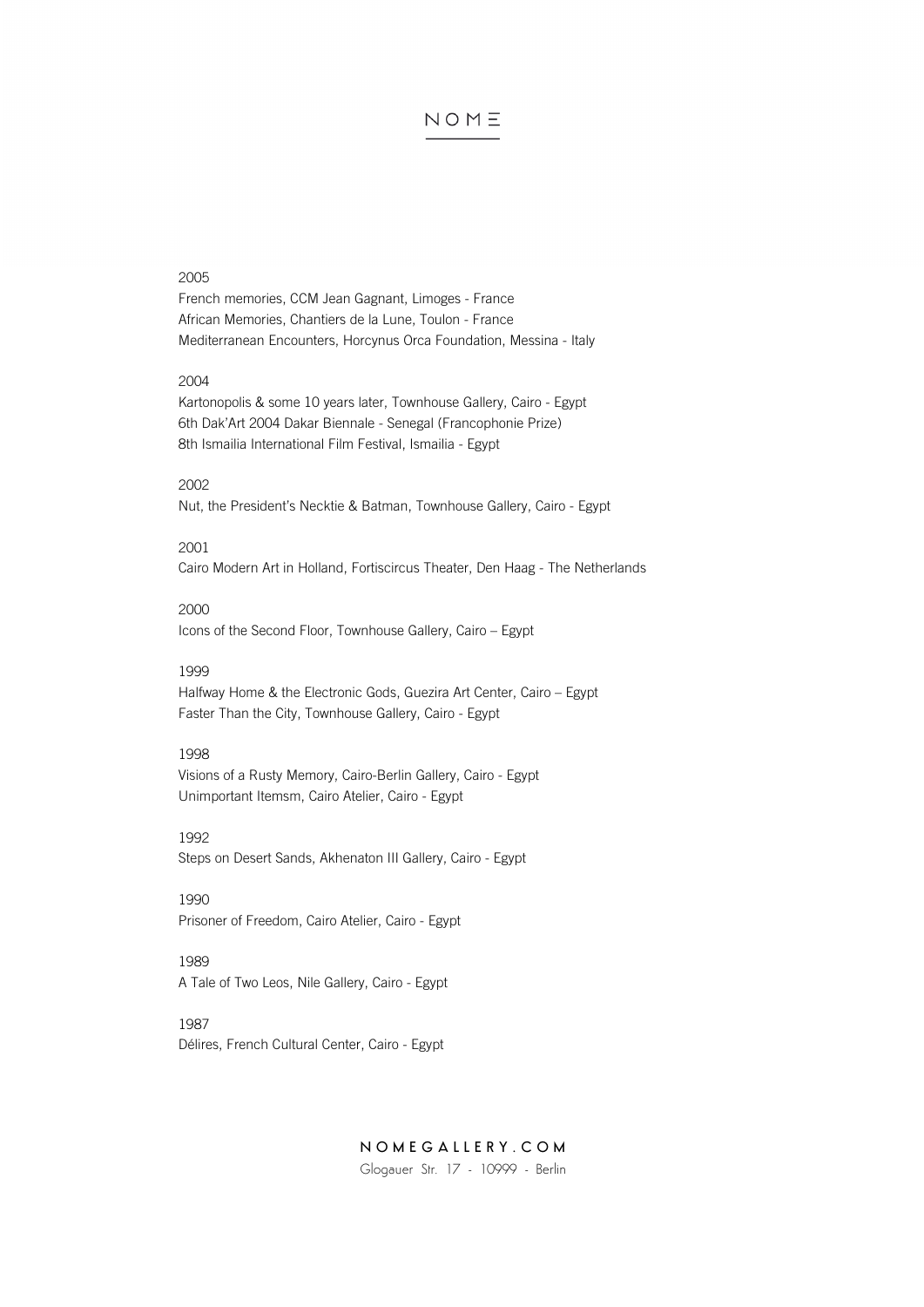2005

French memories, CCM Jean Gagnant, Limoges - France
African Memories, Chantiers de la Lune, Toulon - France
Mediterranean Encounters, Horcynus Orca Foundation, Messina - Italy

2004

Kartonopolis & some 10 years later, Townhouse Gallery, Cairo - Egypt
6th Dak'Art 2004 Dakar Biennale - Senegal (Francophonie Prize)
8th Ismailia International Film Festival, Ismailia - Egypt

2002

Nut, the President's Necktie & Batman, Townhouse Gallery, Cairo - Egypt

2001

Cairo Modern Art in Holland, Fortiscircus Theater, Den Haag - The Netherlands

2000

Icons of the Second Floor, Townhouse Gallery, Cairo – Egypt

1999

Halfway Home & the Electronic Gods, Guezira Art Center, Cairo – Egypt
Faster Than the City, Townhouse Gallery, Cairo - Egypt

1998

Visions of a Rusty Memory, Cairo-Berlin Gallery, Cairo - Egypt
Unimportant Itemsm, Cairo Atelier, Cairo - Egypt

1992

Steps on Desert Sands, Akhenaton III Gallery, Cairo - Egypt

1990

Prisoner of Freedom, Cairo Atelier, Cairo - Egypt

1989

A Tale of Two Leos, Nile Gallery, Cairo - Egypt

1987

Délires, French Cultural Center, Cairo - Egypt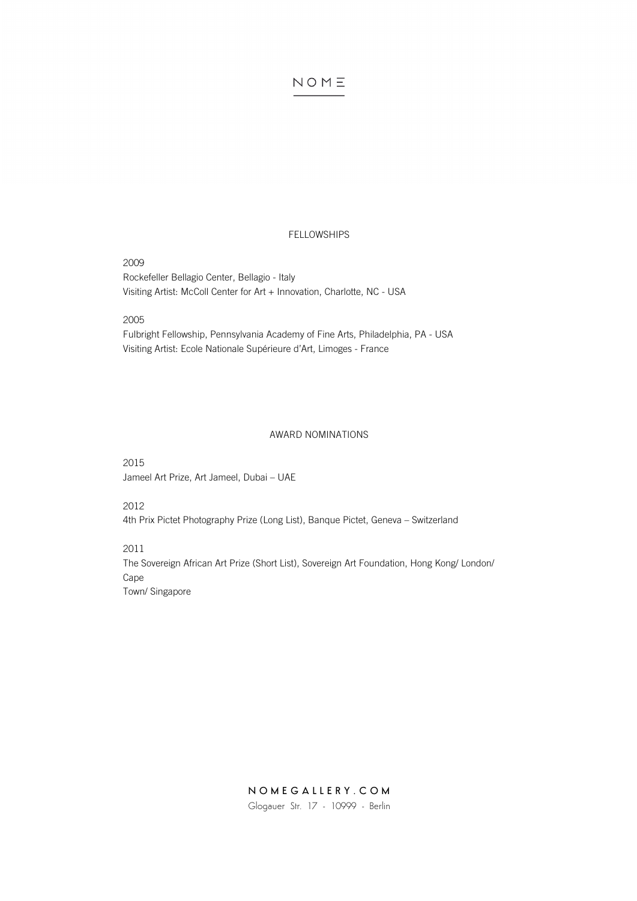## FELLOWSHIPS

2009
Rockefeller Bellagio Center, Bellagio - Italy
Visiting Artist: McColl Center for Art + Innovation, Charlotte, NC - USA

2005
Fulbright Fellowship, Pennsylvania Academy of Fine Arts, Philadelphia, PA - USA
Visiting Artist: Ecole Nationale Supérieure d'Art, Limoges - France

## AWARD NOMINATIONS

2015
Jameel Art Prize, Art Jameel, Dubai – UAE

2012
4th Prix Pictet Photography Prize (Long List), Banque Pictet, Geneva – Switzerland

2011
The Sovereign African Art Prize (Short List), Sovereign Art Foundation, Hong Kong/ London/ Cape Town/ Singapore